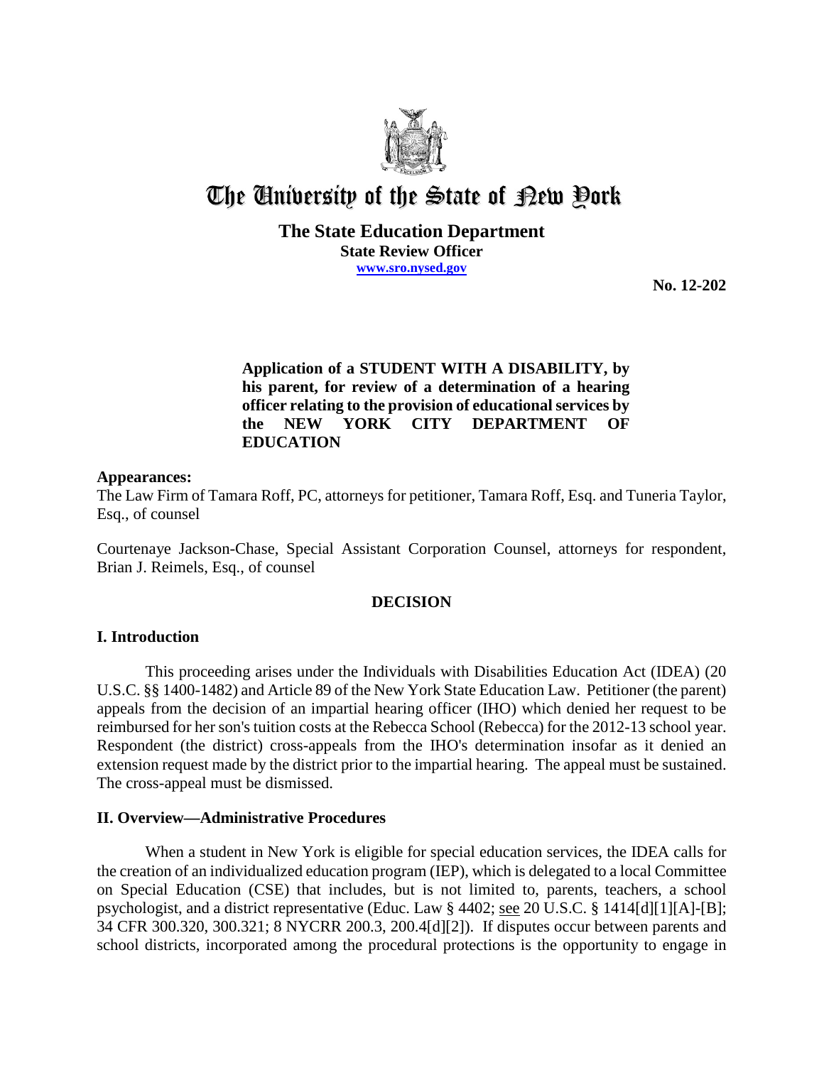# The University of the State of New York

**The State Education Department**
**State Review Officer**
**www.sro.nysed.gov**

**No. 12-202**

**Application of a STUDENT WITH A DISABILITY, by his parent, for review of a determination of a hearing officer relating to the provision of educational services by the NEW YORK CITY DEPARTMENT OF EDUCATION**

**Appearances:**

The Law Firm of Tamara Roff, PC, attorneys for petitioner, Tamara Roff, Esq. and Tuneria Taylor, Esq., of counsel

Courtenaye Jackson-Chase, Special Assistant Corporation Counsel, attorneys for respondent, Brian J. Reimels, Esq., of counsel

## DECISION

## I. Introduction

This proceeding arises under the Individuals with Disabilities Education Act (IDEA) (20 U.S.C. §§ 1400-1482) and Article 89 of the New York State Education Law. Petitioner (the parent) appeals from the decision of an impartial hearing officer (IHO) which denied her request to be reimbursed for her son's tuition costs at the Rebecca School (Rebecca) for the 2012-13 school year. Respondent (the district) cross-appeals from the IHO's determination insofar as it denied an extension request made by the district prior to the impartial hearing. The appeal must be sustained. The cross-appeal must be dismissed.

## II. Overview—Administrative Procedures

When a student in New York is eligible for special education services, the IDEA calls for the creation of an individualized education program (IEP), which is delegated to a local Committee on Special Education (CSE) that includes, but is not limited to, parents, teachers, a school psychologist, and a district representative (Educ. Law § 4402; see 20 U.S.C. § 1414[d][1][A]-[B]; 34 CFR 300.320, 300.321; 8 NYCRR 200.3, 200.4[d][2]). If disputes occur between parents and school districts, incorporated among the procedural protections is the opportunity to engage in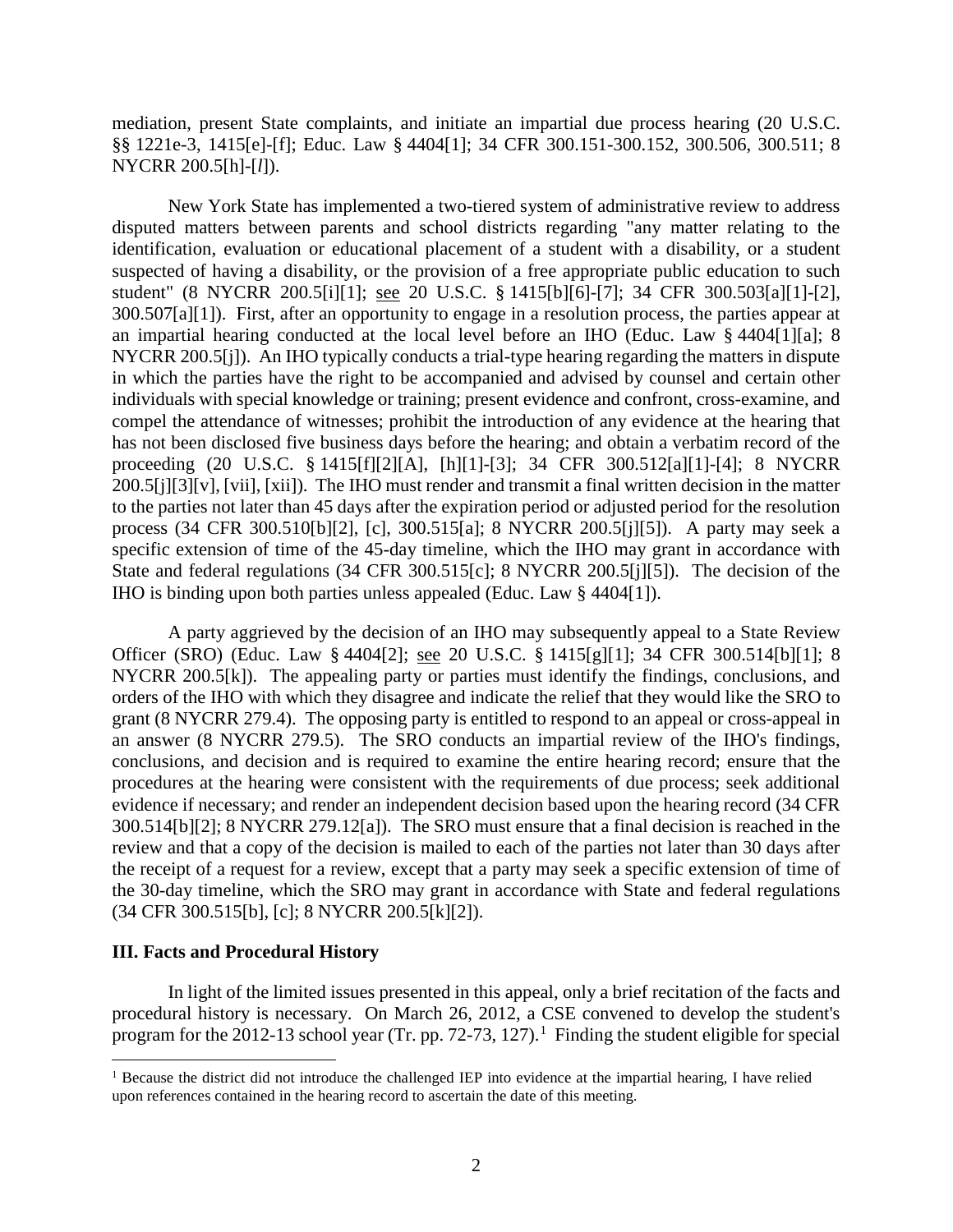mediation, present State complaints, and initiate an impartial due process hearing (20 U.S.C. §§ 1221e-3, 1415[e]-[f]; Educ. Law § 4404[1]; 34 CFR 300.151-300.152, 300.506, 300.511; 8 NYCRR 200.5[h]-[*l*]).

New York State has implemented a two-tiered system of administrative review to address disputed matters between parents and school districts regarding "any matter relating to the identification, evaluation or educational placement of a student with a disability, or a student suspected of having a disability, or the provision of a free appropriate public education to such student" (8 NYCRR 200.5[i][1]; see 20 U.S.C. § 1415[b][6]-[7]; 34 CFR 300.503[a][1]-[2], 300.507[a][1]). First, after an opportunity to engage in a resolution process, the parties appear at an impartial hearing conducted at the local level before an IHO (Educ. Law § 4404[1][a]; 8 NYCRR 200.5[j]). An IHO typically conducts a trial-type hearing regarding the matters in dispute in which the parties have the right to be accompanied and advised by counsel and certain other individuals with special knowledge or training; present evidence and confront, cross-examine, and compel the attendance of witnesses; prohibit the introduction of any evidence at the hearing that has not been disclosed five business days before the hearing; and obtain a verbatim record of the proceeding (20 U.S.C. § 1415[f][2][A], [h][1]-[3]; 34 CFR 300.512[a][1]-[4]; 8 NYCRR 200.5[j][3][v], [vii], [xii]). The IHO must render and transmit a final written decision in the matter to the parties not later than 45 days after the expiration period or adjusted period for the resolution process (34 CFR 300.510[b][2], [c], 300.515[a]; 8 NYCRR 200.5[j][5]). A party may seek a specific extension of time of the 45-day timeline, which the IHO may grant in accordance with State and federal regulations (34 CFR 300.515[c]; 8 NYCRR 200.5[j][5]). The decision of the IHO is binding upon both parties unless appealed (Educ. Law § 4404[1]).

A party aggrieved by the decision of an IHO may subsequently appeal to a State Review Officer (SRO) (Educ. Law § 4404[2]; see 20 U.S.C. § 1415[g][1]; 34 CFR 300.514[b][1]; 8 NYCRR 200.5[k]). The appealing party or parties must identify the findings, conclusions, and orders of the IHO with which they disagree and indicate the relief that they would like the SRO to grant (8 NYCRR 279.4). The opposing party is entitled to respond to an appeal or cross-appeal in an answer (8 NYCRR 279.5). The SRO conducts an impartial review of the IHO's findings, conclusions, and decision and is required to examine the entire hearing record; ensure that the procedures at the hearing were consistent with the requirements of due process; seek additional evidence if necessary; and render an independent decision based upon the hearing record (34 CFR 300.514[b][2]; 8 NYCRR 279.12[a]). The SRO must ensure that a final decision is reached in the review and that a copy of the decision is mailed to each of the parties not later than 30 days after the receipt of a request for a review, except that a party may seek a specific extension of time of the 30-day timeline, which the SRO may grant in accordance with State and federal regulations (34 CFR 300.515[b], [c]; 8 NYCRR 200.5[k][2]).

### III. Facts and Procedural History

In light of the limited issues presented in this appeal, only a brief recitation of the facts and procedural history is necessary. On March 26, 2012, a CSE convened to develop the student's program for the 2012-13 school year (Tr. pp. 72-73, 127).[1] Finding the student eligible for special

[1] Because the district did not introduce the challenged IEP into evidence at the impartial hearing, I have relied upon references contained in the hearing record to ascertain the date of this meeting.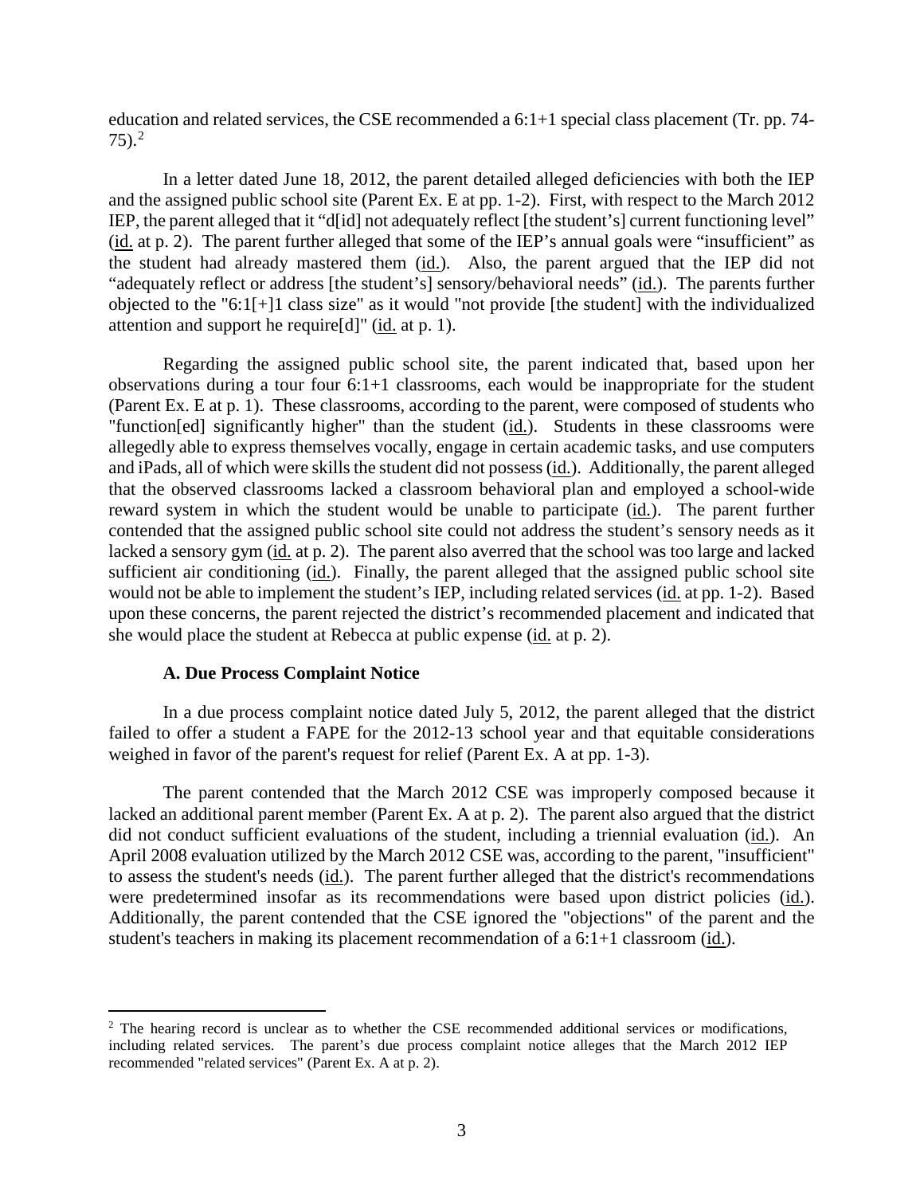education and related services, the CSE recommended a 6:1+1 special class placement (Tr. pp. 74-75).[2]

In a letter dated June 18, 2012, the parent detailed alleged deficiencies with both the IEP and the assigned public school site (Parent Ex. E at pp. 1-2). First, with respect to the March 2012 IEP, the parent alleged that it "d[id] not adequately reflect [the student's] current functioning level" (id. at p. 2). The parent further alleged that some of the IEP's annual goals were "insufficient" as the student had already mastered them (id.). Also, the parent argued that the IEP did not "adequately reflect or address [the student's] sensory/behavioral needs" (id.). The parents further objected to the "6:1[+]1 class size" as it would "not provide [the student] with the individualized attention and support he require[d]" (id. at p. 1).

Regarding the assigned public school site, the parent indicated that, based upon her observations during a tour four 6:1+1 classrooms, each would be inappropriate for the student (Parent Ex. E at p. 1). These classrooms, according to the parent, were composed of students who "function[ed] significantly higher" than the student (id.). Students in these classrooms were allegedly able to express themselves vocally, engage in certain academic tasks, and use computers and iPads, all of which were skills the student did not possess (id.). Additionally, the parent alleged that the observed classrooms lacked a classroom behavioral plan and employed a school-wide reward system in which the student would be unable to participate (id.). The parent further contended that the assigned public school site could not address the student's sensory needs as it lacked a sensory gym (id. at p. 2). The parent also averred that the school was too large and lacked sufficient air conditioning (id.). Finally, the parent alleged that the assigned public school site would not be able to implement the student's IEP, including related services (id. at pp. 1-2). Based upon these concerns, the parent rejected the district's recommended placement and indicated that she would place the student at Rebecca at public expense (id. at p. 2).

### A. Due Process Complaint Notice

In a due process complaint notice dated July 5, 2012, the parent alleged that the district failed to offer a student a FAPE for the 2012-13 school year and that equitable considerations weighed in favor of the parent's request for relief (Parent Ex. A at pp. 1-3).

The parent contended that the March 2012 CSE was improperly composed because it lacked an additional parent member (Parent Ex. A at p. 2). The parent also argued that the district did not conduct sufficient evaluations of the student, including a triennial evaluation (id.). An April 2008 evaluation utilized by the March 2012 CSE was, according to the parent, "insufficient" to assess the student's needs (id.). The parent further alleged that the district's recommendations were predetermined insofar as its recommendations were based upon district policies (id.). Additionally, the parent contended that the CSE ignored the "objections" of the parent and the student's teachers in making its placement recommendation of a 6:1+1 classroom (id.).

[2] The hearing record is unclear as to whether the CSE recommended additional services or modifications, including related services. The parent's due process complaint notice alleges that the March 2012 IEP recommended "related services" (Parent Ex. A at p. 2).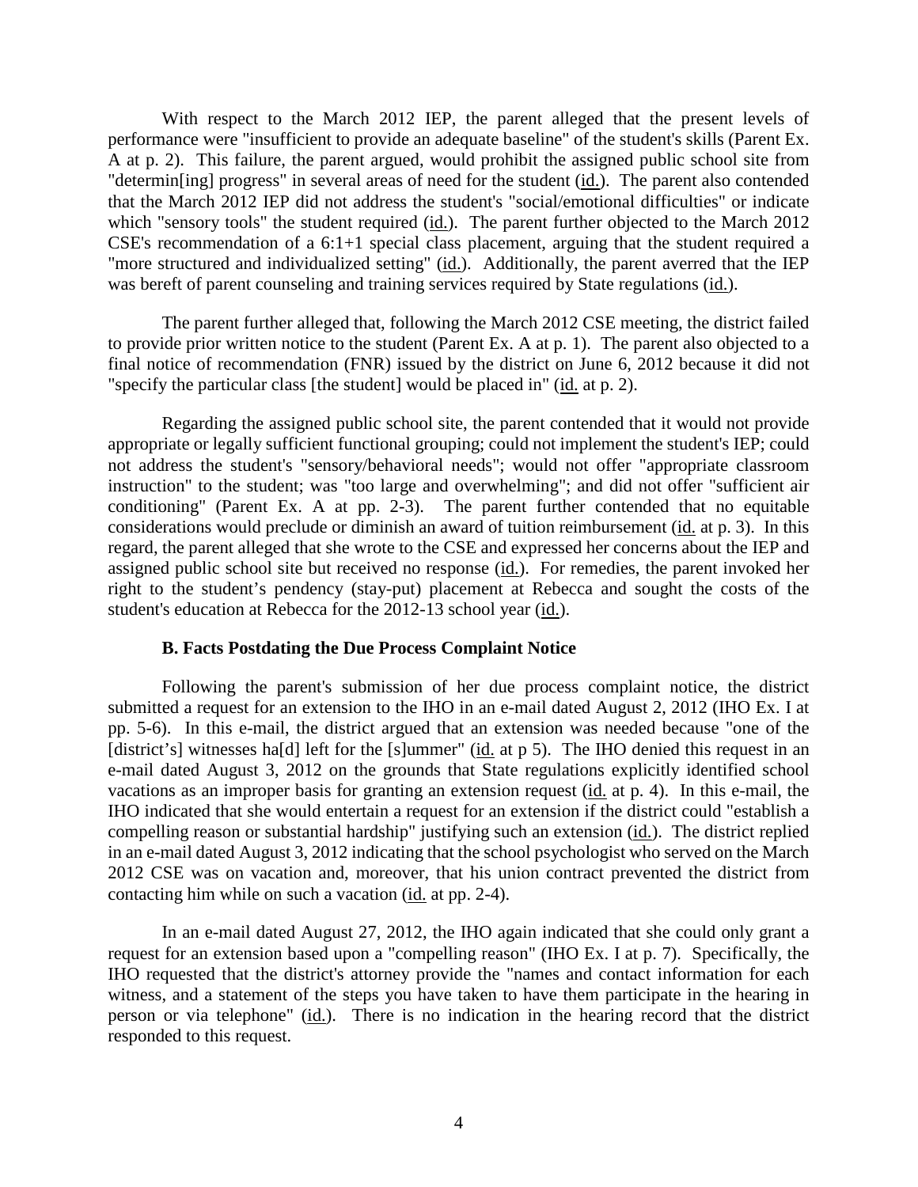With respect to the March 2012 IEP, the parent alleged that the present levels of performance were "insufficient to provide an adequate baseline" of the student's skills (Parent Ex. A at p. 2). This failure, the parent argued, would prohibit the assigned public school site from "determin[ing] progress" in several areas of need for the student (id.). The parent also contended that the March 2012 IEP did not address the student's "social/emotional difficulties" or indicate which "sensory tools" the student required (id.). The parent further objected to the March 2012 CSE's recommendation of a 6:1+1 special class placement, arguing that the student required a "more structured and individualized setting" (id.). Additionally, the parent averred that the IEP was bereft of parent counseling and training services required by State regulations (id.).

The parent further alleged that, following the March 2012 CSE meeting, the district failed to provide prior written notice to the student (Parent Ex. A at p. 1). The parent also objected to a final notice of recommendation (FNR) issued by the district on June 6, 2012 because it did not "specify the particular class [the student] would be placed in" (id. at p. 2).

Regarding the assigned public school site, the parent contended that it would not provide appropriate or legally sufficient functional grouping; could not implement the student's IEP; could not address the student's "sensory/behavioral needs"; would not offer "appropriate classroom instruction" to the student; was "too large and overwhelming"; and did not offer "sufficient air conditioning" (Parent Ex. A at pp. 2-3). The parent further contended that no equitable considerations would preclude or diminish an award of tuition reimbursement (id. at p. 3). In this regard, the parent alleged that she wrote to the CSE and expressed her concerns about the IEP and assigned public school site but received no response (id.). For remedies, the parent invoked her right to the student's pendency (stay-put) placement at Rebecca and sought the costs of the student's education at Rebecca for the 2012-13 school year (id.).

### B. Facts Postdating the Due Process Complaint Notice

Following the parent's submission of her due process complaint notice, the district submitted a request for an extension to the IHO in an e-mail dated August 2, 2012 (IHO Ex. I at pp. 5-6). In this e-mail, the district argued that an extension was needed because "one of the [district's] witnesses ha[d] left for the [s]ummer" (id. at p 5). The IHO denied this request in an e-mail dated August 3, 2012 on the grounds that State regulations explicitly identified school vacations as an improper basis for granting an extension request (id. at p. 4). In this e-mail, the IHO indicated that she would entertain a request for an extension if the district could "establish a compelling reason or substantial hardship" justifying such an extension (id.). The district replied in an e-mail dated August 3, 2012 indicating that the school psychologist who served on the March 2012 CSE was on vacation and, moreover, that his union contract prevented the district from contacting him while on such a vacation (id. at pp. 2-4).

In an e-mail dated August 27, 2012, the IHO again indicated that she could only grant a request for an extension based upon a "compelling reason" (IHO Ex. I at p. 7). Specifically, the IHO requested that the district's attorney provide the "names and contact information for each witness, and a statement of the steps you have taken to have them participate in the hearing in person or via telephone" (id.). There is no indication in the hearing record that the district responded to this request.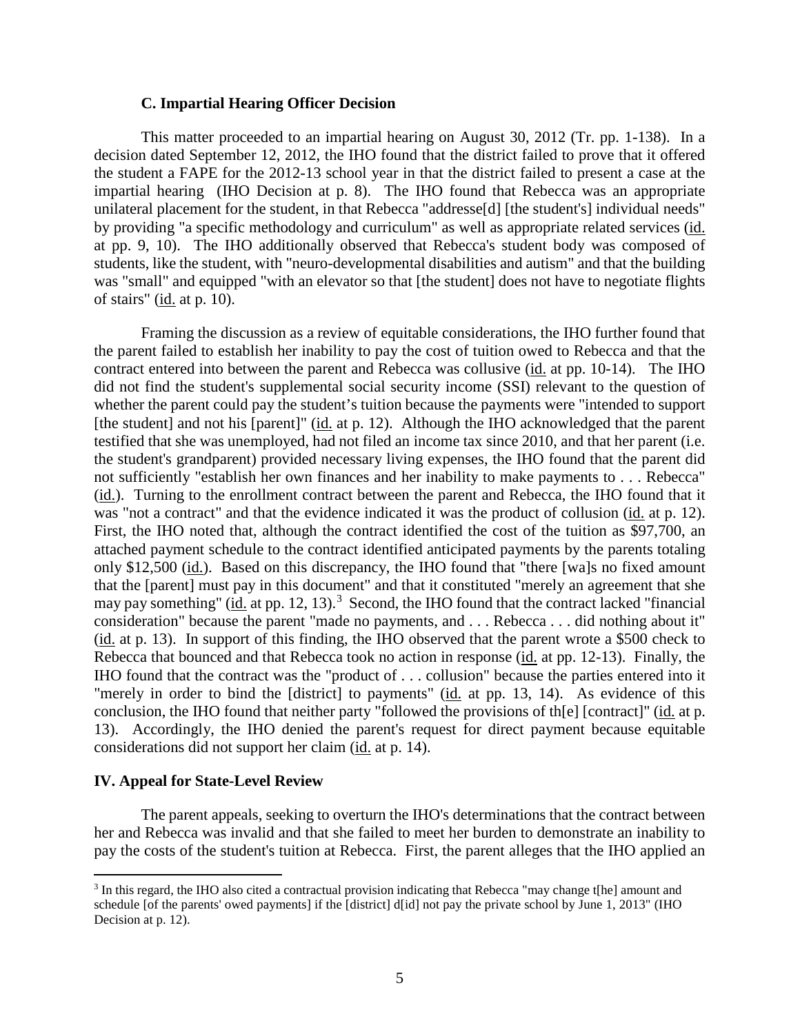### C. Impartial Hearing Officer Decision

This matter proceeded to an impartial hearing on August 30, 2012 (Tr. pp. 1-138). In a decision dated September 12, 2012, the IHO found that the district failed to prove that it offered the student a FAPE for the 2012-13 school year in that the district failed to present a case at the impartial hearing (IHO Decision at p. 8). The IHO found that Rebecca was an appropriate unilateral placement for the student, in that Rebecca "addresse[d] [the student's] individual needs" by providing "a specific methodology and curriculum" as well as appropriate related services (id. at pp. 9, 10). The IHO additionally observed that Rebecca's student body was composed of students, like the student, with "neuro-developmental disabilities and autism" and that the building was "small" and equipped "with an elevator so that [the student] does not have to negotiate flights of stairs" (id. at p. 10).

Framing the discussion as a review of equitable considerations, the IHO further found that the parent failed to establish her inability to pay the cost of tuition owed to Rebecca and that the contract entered into between the parent and Rebecca was collusive (id. at pp. 10-14). The IHO did not find the student's supplemental social security income (SSI) relevant to the question of whether the parent could pay the student's tuition because the payments were "intended to support [the student] and not his [parent]" (id. at p. 12). Although the IHO acknowledged that the parent testified that she was unemployed, had not filed an income tax since 2010, and that her parent (i.e. the student's grandparent) provided necessary living expenses, the IHO found that the parent did not sufficiently "establish her own finances and her inability to make payments to . . . Rebecca" (id.). Turning to the enrollment contract between the parent and Rebecca, the IHO found that it was "not a contract" and that the evidence indicated it was the product of collusion (id. at p. 12). First, the IHO noted that, although the contract identified the cost of the tuition as $97,700, an attached payment schedule to the contract identified anticipated payments by the parents totaling only $12,500 (id.). Based on this discrepancy, the IHO found that "there [wa]s no fixed amount that the [parent] must pay in this document" and that it constituted "merely an agreement that she may pay something" (id. at pp. 12, 13).[3] Second, the IHO found that the contract lacked "financial consideration" because the parent "made no payments, and . . . Rebecca . . . did nothing about it" (id. at p. 13). In support of this finding, the IHO observed that the parent wrote a $500 check to Rebecca that bounced and that Rebecca took no action in response (id. at pp. 12-13). Finally, the IHO found that the contract was the "product of . . . collusion" because the parties entered into it "merely in order to bind the [district] to payments" (id. at pp. 13, 14). As evidence of this conclusion, the IHO found that neither party "followed the provisions of th[e] [contract]" (id. at p. 13). Accordingly, the IHO denied the parent's request for direct payment because equitable considerations did not support her claim (id. at p. 14).

## IV. Appeal for State-Level Review

The parent appeals, seeking to overturn the IHO's determinations that the contract between her and Rebecca was invalid and that she failed to meet her burden to demonstrate an inability to pay the costs of the student's tuition at Rebecca. First, the parent alleges that the IHO applied an

[3] In this regard, the IHO also cited a contractual provision indicating that Rebecca "may change t[he] amount and schedule [of the parents' owed payments] if the [district] d[id] not pay the private school by June 1, 2013" (IHO Decision at p. 12).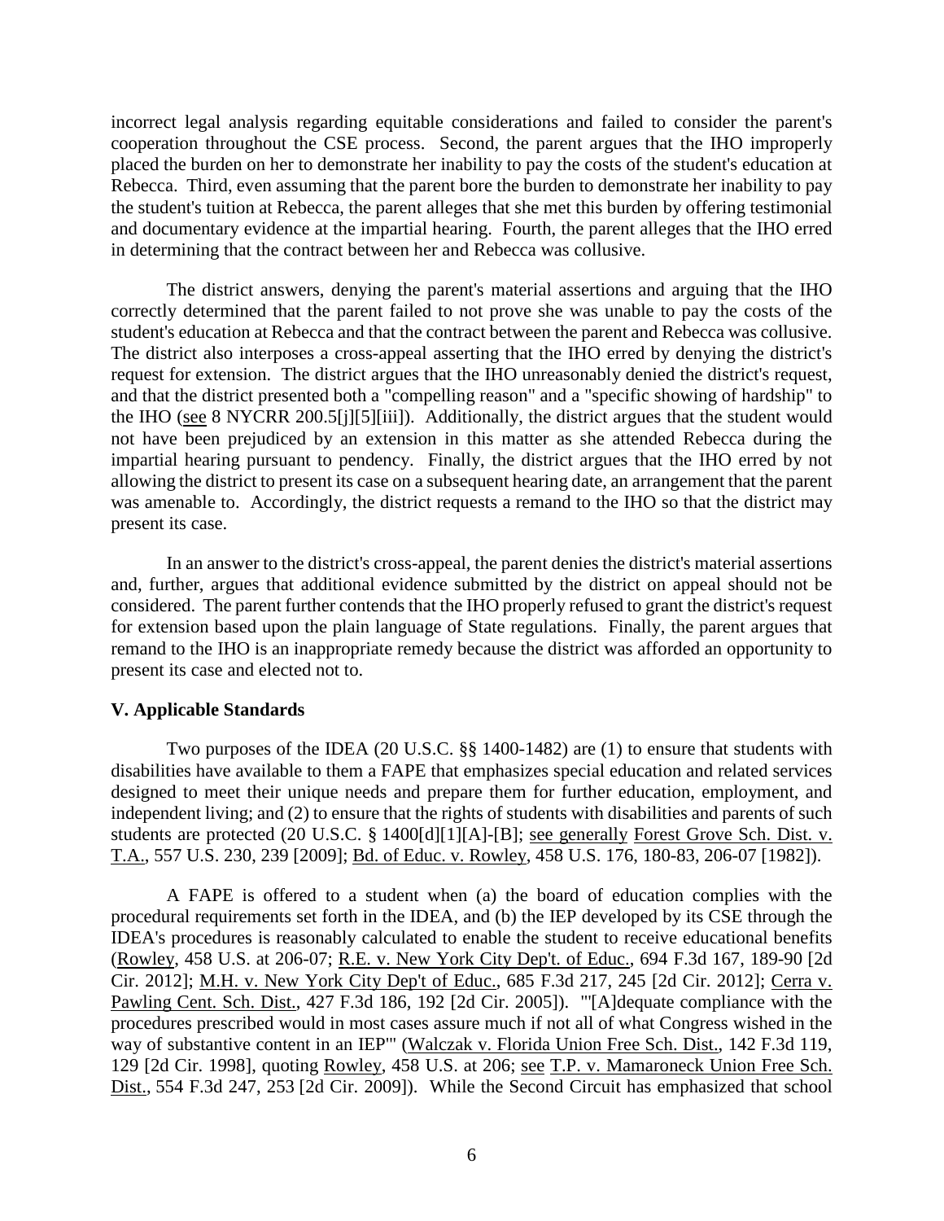incorrect legal analysis regarding equitable considerations and failed to consider the parent's cooperation throughout the CSE process. Second, the parent argues that the IHO improperly placed the burden on her to demonstrate her inability to pay the costs of the student's education at Rebecca. Third, even assuming that the parent bore the burden to demonstrate her inability to pay the student's tuition at Rebecca, the parent alleges that she met this burden by offering testimonial and documentary evidence at the impartial hearing. Fourth, the parent alleges that the IHO erred in determining that the contract between her and Rebecca was collusive.

The district answers, denying the parent's material assertions and arguing that the IHO correctly determined that the parent failed to not prove she was unable to pay the costs of the student's education at Rebecca and that the contract between the parent and Rebecca was collusive. The district also interposes a cross-appeal asserting that the IHO erred by denying the district's request for extension. The district argues that the IHO unreasonably denied the district's request, and that the district presented both a "compelling reason" and a "specific showing of hardship" to the IHO (see 8 NYCRR 200.5[j][5][iii]). Additionally, the district argues that the student would not have been prejudiced by an extension in this matter as she attended Rebecca during the impartial hearing pursuant to pendency. Finally, the district argues that the IHO erred by not allowing the district to present its case on a subsequent hearing date, an arrangement that the parent was amenable to. Accordingly, the district requests a remand to the IHO so that the district may present its case.

In an answer to the district's cross-appeal, the parent denies the district's material assertions and, further, argues that additional evidence submitted by the district on appeal should not be considered. The parent further contends that the IHO properly refused to grant the district's request for extension based upon the plain language of State regulations. Finally, the parent argues that remand to the IHO is an inappropriate remedy because the district was afforded an opportunity to present its case and elected not to.

## V. Applicable Standards

Two purposes of the IDEA (20 U.S.C. §§ 1400-1482) are (1) to ensure that students with disabilities have available to them a FAPE that emphasizes special education and related services designed to meet their unique needs and prepare them for further education, employment, and independent living; and (2) to ensure that the rights of students with disabilities and parents of such students are protected (20 U.S.C. § 1400[d][1][A]-[B]; see generally Forest Grove Sch. Dist. v. T.A., 557 U.S. 230, 239 [2009]; Bd. of Educ. v. Rowley, 458 U.S. 176, 180-83, 206-07 [1982]).

A FAPE is offered to a student when (a) the board of education complies with the procedural requirements set forth in the IDEA, and (b) the IEP developed by its CSE through the IDEA's procedures is reasonably calculated to enable the student to receive educational benefits (Rowley, 458 U.S. at 206-07; R.E. v. New York City Dep't. of Educ., 694 F.3d 167, 189-90 [2d Cir. 2012]; M.H. v. New York City Dep't of Educ., 685 F.3d 217, 245 [2d Cir. 2012]; Cerra v. Pawling Cent. Sch. Dist., 427 F.3d 186, 192 [2d Cir. 2005]). "'[A]dequate compliance with the procedures prescribed would in most cases assure much if not all of what Congress wished in the way of substantive content in an IEP'" (Walczak v. Florida Union Free Sch. Dist., 142 F.3d 119, 129 [2d Cir. 1998], quoting Rowley, 458 U.S. at 206; see T.P. v. Mamaroneck Union Free Sch. Dist., 554 F.3d 247, 253 [2d Cir. 2009]). While the Second Circuit has emphasized that school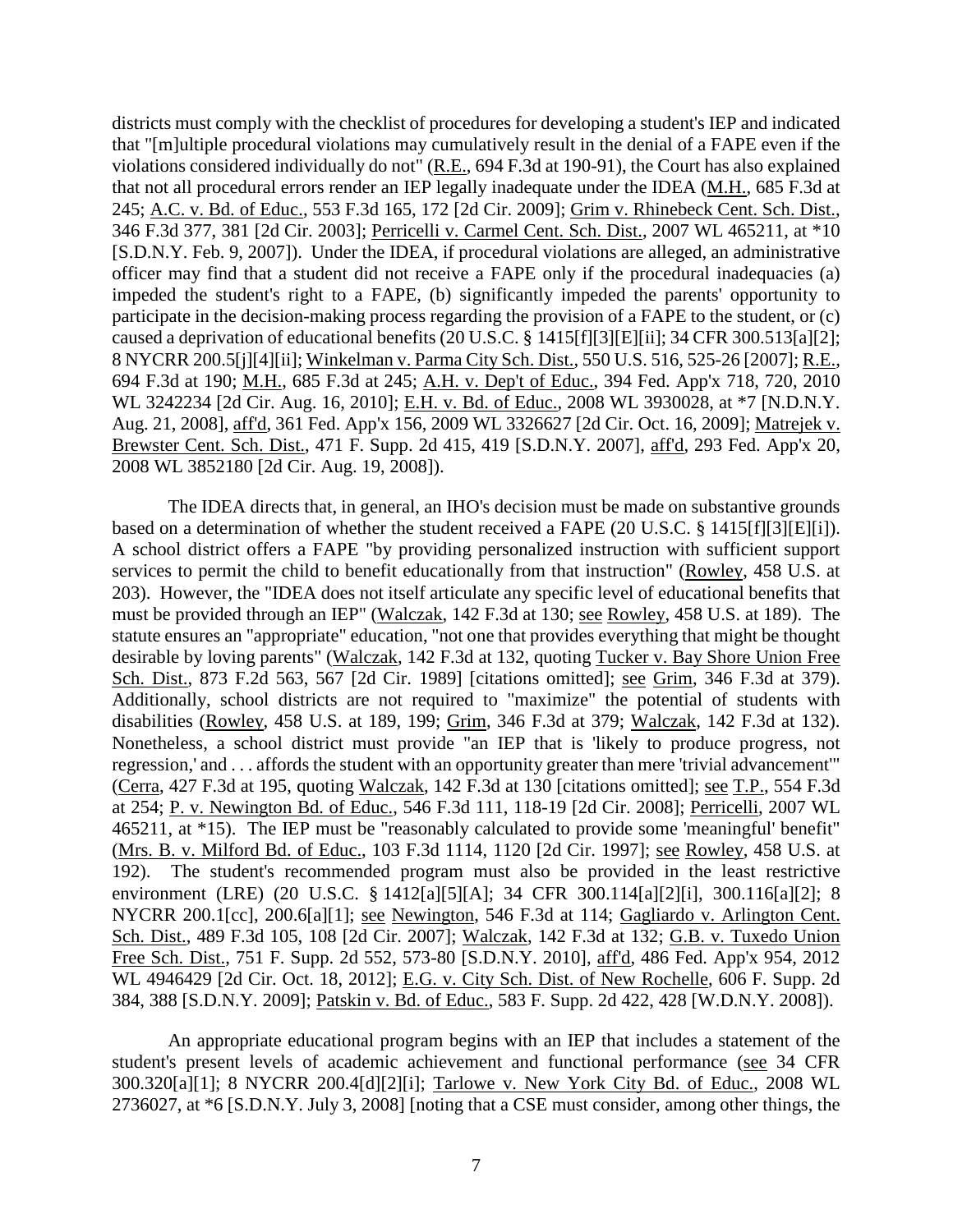districts must comply with the checklist of procedures for developing a student's IEP and indicated that "[m]ultiple procedural violations may cumulatively result in the denial of a FAPE even if the violations considered individually do not" (R.E., 694 F.3d at 190-91), the Court has also explained that not all procedural errors render an IEP legally inadequate under the IDEA (M.H., 685 F.3d at 245; A.C. v. Bd. of Educ., 553 F.3d 165, 172 [2d Cir. 2009]; Grim v. Rhinebeck Cent. Sch. Dist., 346 F.3d 377, 381 [2d Cir. 2003]; Perricelli v. Carmel Cent. Sch. Dist., 2007 WL 465211, at *10 [S.D.N.Y. Feb. 9, 2007]). Under the IDEA, if procedural violations are alleged, an administrative officer may find that a student did not receive a FAPE only if the procedural inadequacies (a) impeded the student's right to a FAPE, (b) significantly impeded the parents' opportunity to participate in the decision-making process regarding the provision of a FAPE to the student, or (c) caused a deprivation of educational benefits (20 U.S.C. § 1415[f][3][E][ii]; 34 CFR 300.513[a][2]; 8 NYCRR 200.5[j][4][ii]; Winkelman v. Parma City Sch. Dist., 550 U.S. 516, 525-26 [2007]; R.E., 694 F.3d at 190; M.H., 685 F.3d at 245; A.H. v. Dep't of Educ., 394 Fed. App'x 718, 720, 2010 WL 3242234 [2d Cir. Aug. 16, 2010]; E.H. v. Bd. of Educ., 2008 WL 3930028, at *7 [N.D.N.Y. Aug. 21, 2008], aff'd, 361 Fed. App'x 156, 2009 WL 3326627 [2d Cir. Oct. 16, 2009]; Matrejek v. Brewster Cent. Sch. Dist., 471 F. Supp. 2d 415, 419 [S.D.N.Y. 2007], aff'd, 293 Fed. App'x 20, 2008 WL 3852180 [2d Cir. Aug. 19, 2008]).

The IDEA directs that, in general, an IHO's decision must be made on substantive grounds based on a determination of whether the student received a FAPE (20 U.S.C. § 1415[f][3][E][i]). A school district offers a FAPE "by providing personalized instruction with sufficient support services to permit the child to benefit educationally from that instruction" (Rowley, 458 U.S. at 203). However, the "IDEA does not itself articulate any specific level of educational benefits that must be provided through an IEP" (Walczak, 142 F.3d at 130; see Rowley, 458 U.S. at 189). The statute ensures an "appropriate" education, "not one that provides everything that might be thought desirable by loving parents" (Walczak, 142 F.3d at 132, quoting Tucker v. Bay Shore Union Free Sch. Dist., 873 F.2d 563, 567 [2d Cir. 1989] [citations omitted]; see Grim, 346 F.3d at 379). Additionally, school districts are not required to "maximize" the potential of students with disabilities (Rowley, 458 U.S. at 189, 199; Grim, 346 F.3d at 379; Walczak, 142 F.3d at 132). Nonetheless, a school district must provide "an IEP that is 'likely to produce progress, not regression,' and . . . affords the student with an opportunity greater than mere 'trivial advancement'" (Cerra, 427 F.3d at 195, quoting Walczak, 142 F.3d at 130 [citations omitted]; see T.P., 554 F.3d at 254; P. v. Newington Bd. of Educ., 546 F.3d 111, 118-19 [2d Cir. 2008]; Perricelli, 2007 WL 465211, at *15). The IEP must be "reasonably calculated to provide some 'meaningful' benefit" (Mrs. B. v. Milford Bd. of Educ., 103 F.3d 1114, 1120 [2d Cir. 1997]; see Rowley, 458 U.S. at 192). The student's recommended program must also be provided in the least restrictive environment (LRE) (20 U.S.C. § 1412[a][5][A]; 34 CFR 300.114[a][2][i], 300.116[a][2]; 8 NYCRR 200.1[cc], 200.6[a][1]; see Newington, 546 F.3d at 114; Gagliardo v. Arlington Cent. Sch. Dist., 489 F.3d 105, 108 [2d Cir. 2007]; Walczak, 142 F.3d at 132; G.B. v. Tuxedo Union Free Sch. Dist., 751 F. Supp. 2d 552, 573-80 [S.D.N.Y. 2010], aff'd, 486 Fed. App'x 954, 2012 WL 4946429 [2d Cir. Oct. 18, 2012]; E.G. v. City Sch. Dist. of New Rochelle, 606 F. Supp. 2d 384, 388 [S.D.N.Y. 2009]; Patskin v. Bd. of Educ., 583 F. Supp. 2d 422, 428 [W.D.N.Y. 2008]).

An appropriate educational program begins with an IEP that includes a statement of the student's present levels of academic achievement and functional performance (see 34 CFR 300.320[a][1]; 8 NYCRR 200.4[d][2][i]; Tarlowe v. New York City Bd. of Educ., 2008 WL 2736027, at *6 [S.D.N.Y. July 3, 2008] [noting that a CSE must consider, among other things, the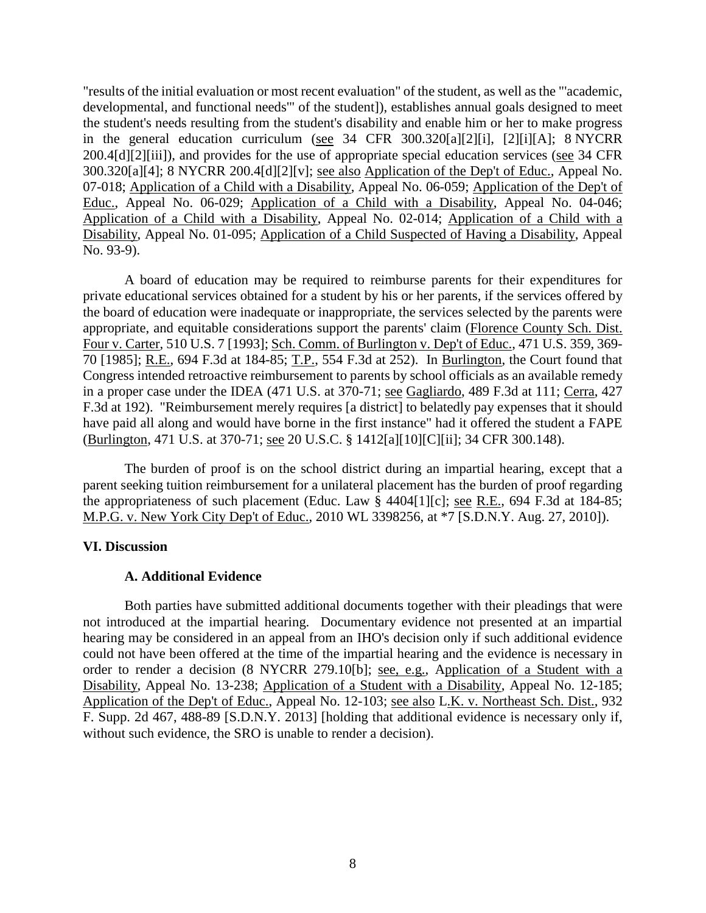"results of the initial evaluation or most recent evaluation" of the student, as well as the "'academic, developmental, and functional needs'" of the student]), establishes annual goals designed to meet the student's needs resulting from the student's disability and enable him or her to make progress in the general education curriculum (see 34 CFR 300.320[a][2][i], [2][i][A]; 8 NYCRR 200.4[d][2][iii]), and provides for the use of appropriate special education services (see 34 CFR 300.320[a][4]; 8 NYCRR 200.4[d][2][v]; see also Application of the Dep't of Educ., Appeal No. 07-018; Application of a Child with a Disability, Appeal No. 06-059; Application of the Dep't of Educ., Appeal No. 06-029; Application of a Child with a Disability, Appeal No. 04-046; Application of a Child with a Disability, Appeal No. 02-014; Application of a Child with a Disability, Appeal No. 01-095; Application of a Child Suspected of Having a Disability, Appeal No. 93-9).

A board of education may be required to reimburse parents for their expenditures for private educational services obtained for a student by his or her parents, if the services offered by the board of education were inadequate or inappropriate, the services selected by the parents were appropriate, and equitable considerations support the parents' claim (Florence County Sch. Dist. Four v. Carter, 510 U.S. 7 [1993]; Sch. Comm. of Burlington v. Dep't of Educ., 471 U.S. 359, 369-70 [1985]; R.E., 694 F.3d at 184-85; T.P., 554 F.3d at 252). In Burlington, the Court found that Congress intended retroactive reimbursement to parents by school officials as an available remedy in a proper case under the IDEA (471 U.S. at 370-71; see Gagliardo, 489 F.3d at 111; Cerra, 427 F.3d at 192). "Reimbursement merely requires [a district] to belatedly pay expenses that it should have paid all along and would have borne in the first instance" had it offered the student a FAPE (Burlington, 471 U.S. at 370-71; see 20 U.S.C. § 1412[a][10][C][ii]; 34 CFR 300.148).

The burden of proof is on the school district during an impartial hearing, except that a parent seeking tuition reimbursement for a unilateral placement has the burden of proof regarding the appropriateness of such placement (Educ. Law § 4404[1][c]; see R.E., 694 F.3d at 184-85; M.P.G. v. New York City Dep't of Educ., 2010 WL 3398256, at *7 [S.D.N.Y. Aug. 27, 2010]).

## VI. Discussion

### A. Additional Evidence

Both parties have submitted additional documents together with their pleadings that were not introduced at the impartial hearing. Documentary evidence not presented at an impartial hearing may be considered in an appeal from an IHO's decision only if such additional evidence could not have been offered at the time of the impartial hearing and the evidence is necessary in order to render a decision (8 NYCRR 279.10[b]; see, e.g., Application of a Student with a Disability, Appeal No. 13-238; Application of a Student with a Disability, Appeal No. 12-185; Application of the Dep't of Educ., Appeal No. 12-103; see also L.K. v. Northeast Sch. Dist., 932 F. Supp. 2d 467, 488-89 [S.D.N.Y. 2013] [holding that additional evidence is necessary only if, without such evidence, the SRO is unable to render a decision).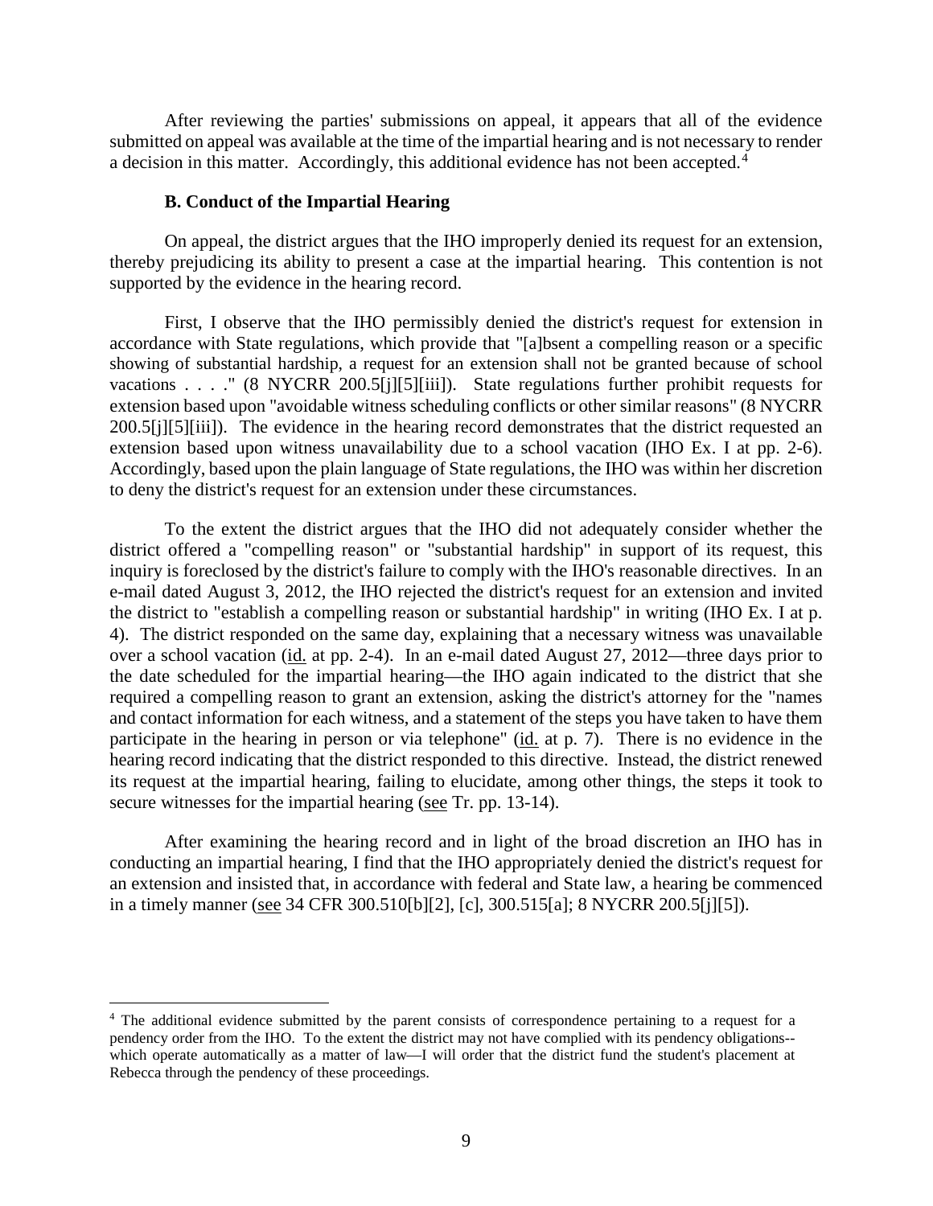After reviewing the parties' submissions on appeal, it appears that all of the evidence submitted on appeal was available at the time of the impartial hearing and is not necessary to render a decision in this matter. Accordingly, this additional evidence has not been accepted.[4]

**B. Conduct of the Impartial Hearing**

On appeal, the district argues that the IHO improperly denied its request for an extension, thereby prejudicing its ability to present a case at the impartial hearing. This contention is not supported by the evidence in the hearing record.

First, I observe that the IHO permissibly denied the district's request for extension in accordance with State regulations, which provide that "[a]bsent a compelling reason or a specific showing of substantial hardship, a request for an extension shall not be granted because of school vacations . . . ." (8 NYCRR 200.5[j][5][iii]). State regulations further prohibit requests for extension based upon "avoidable witness scheduling conflicts or other similar reasons" (8 NYCRR 200.5[j][5][iii]). The evidence in the hearing record demonstrates that the district requested an extension based upon witness unavailability due to a school vacation (IHO Ex. I at pp. 2-6). Accordingly, based upon the plain language of State regulations, the IHO was within her discretion to deny the district's request for an extension under these circumstances.

To the extent the district argues that the IHO did not adequately consider whether the district offered a "compelling reason" or "substantial hardship" in support of its request, this inquiry is foreclosed by the district's failure to comply with the IHO's reasonable directives. In an e-mail dated August 3, 2012, the IHO rejected the district's request for an extension and invited the district to "establish a compelling reason or substantial hardship" in writing (IHO Ex. I at p. 4). The district responded on the same day, explaining that a necessary witness was unavailable over a school vacation (id. at pp. 2-4). In an e-mail dated August 27, 2012—three days prior to the date scheduled for the impartial hearing—the IHO again indicated to the district that she required a compelling reason to grant an extension, asking the district's attorney for the "names and contact information for each witness, and a statement of the steps you have taken to have them participate in the hearing in person or via telephone" (id. at p. 7). There is no evidence in the hearing record indicating that the district responded to this directive. Instead, the district renewed its request at the impartial hearing, failing to elucidate, among other things, the steps it took to secure witnesses for the impartial hearing (see Tr. pp. 13-14).

After examining the hearing record and in light of the broad discretion an IHO has in conducting an impartial hearing, I find that the IHO appropriately denied the district's request for an extension and insisted that, in accordance with federal and State law, a hearing be commenced in a timely manner (see 34 CFR 300.510[b][2], [c], 300.515[a]; 8 NYCRR 200.5[j][5]).

---

[4] The additional evidence submitted by the parent consists of correspondence pertaining to a request for a pendency order from the IHO. To the extent the district may not have complied with its pendency obligations--which operate automatically as a matter of law—I will order that the district fund the student's placement at Rebecca through the pendency of these proceedings.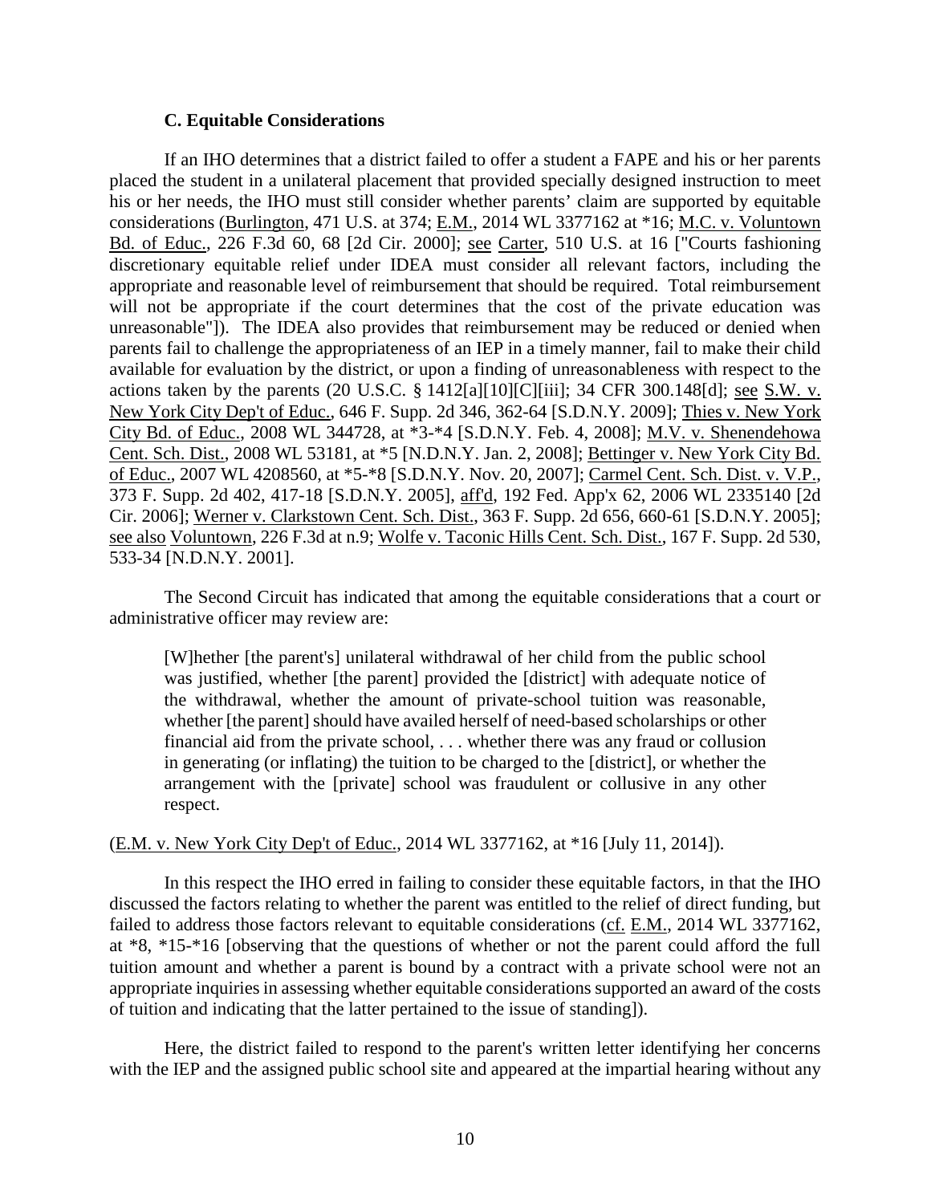### C. Equitable Considerations

If an IHO determines that a district failed to offer a student a FAPE and his or her parents placed the student in a unilateral placement that provided specially designed instruction to meet his or her needs, the IHO must still consider whether parents' claim are supported by equitable considerations (Burlington, 471 U.S. at 374; E.M., 2014 WL 3377162 at *16; M.C. v. Voluntown Bd. of Educ., 226 F.3d 60, 68 [2d Cir. 2000]; see Carter, 510 U.S. at 16 ["Courts fashioning discretionary equitable relief under IDEA must consider all relevant factors, including the appropriate and reasonable level of reimbursement that should be required. Total reimbursement will not be appropriate if the court determines that the cost of the private education was unreasonable"]). The IDEA also provides that reimbursement may be reduced or denied when parents fail to challenge the appropriateness of an IEP in a timely manner, fail to make their child available for evaluation by the district, or upon a finding of unreasonableness with respect to the actions taken by the parents (20 U.S.C. § 1412[a][10][C][iii]; 34 CFR 300.148[d]; see S.W. v. New York City Dep't of Educ., 646 F. Supp. 2d 346, 362-64 [S.D.N.Y. 2009]; Thies v. New York City Bd. of Educ., 2008 WL 344728, at *3-*4 [S.D.N.Y. Feb. 4, 2008]; M.V. v. Shenendehowa Cent. Sch. Dist., 2008 WL 53181, at *5 [N.D.N.Y. Jan. 2, 2008]; Bettinger v. New York City Bd. of Educ., 2007 WL 4208560, at *5-*8 [S.D.N.Y. Nov. 20, 2007]; Carmel Cent. Sch. Dist. v. V.P., 373 F. Supp. 2d 402, 417-18 [S.D.N.Y. 2005], aff'd, 192 Fed. App'x 62, 2006 WL 2335140 [2d Cir. 2006]; Werner v. Clarkstown Cent. Sch. Dist., 363 F. Supp. 2d 656, 660-61 [S.D.N.Y. 2005]; see also Voluntown, 226 F.3d at n.9; Wolfe v. Taconic Hills Cent. Sch. Dist., 167 F. Supp. 2d 530, 533-34 [N.D.N.Y. 2001].

The Second Circuit has indicated that among the equitable considerations that a court or administrative officer may review are:

> [W]hether [the parent's] unilateral withdrawal of her child from the public school was justified, whether [the parent] provided the [district] with adequate notice of the withdrawal, whether the amount of private-school tuition was reasonable, whether [the parent] should have availed herself of need-based scholarships or other financial aid from the private school, . . . whether there was any fraud or collusion in generating (or inflating) the tuition to be charged to the [district], or whether the arrangement with the [private] school was fraudulent or collusive in any other respect.

(E.M. v. New York City Dep't of Educ., 2014 WL 3377162, at *16 [July 11, 2014]).

In this respect the IHO erred in failing to consider these equitable factors, in that the IHO discussed the factors relating to whether the parent was entitled to the relief of direct funding, but failed to address those factors relevant to equitable considerations (cf. E.M., 2014 WL 3377162, at *8, *15-*16 [observing that the questions of whether or not the parent could afford the full tuition amount and whether a parent is bound by a contract with a private school were not an appropriate inquiries in assessing whether equitable considerations supported an award of the costs of tuition and indicating that the latter pertained to the issue of standing]).

Here, the district failed to respond to the parent's written letter identifying her concerns with the IEP and the assigned public school site and appeared at the impartial hearing without any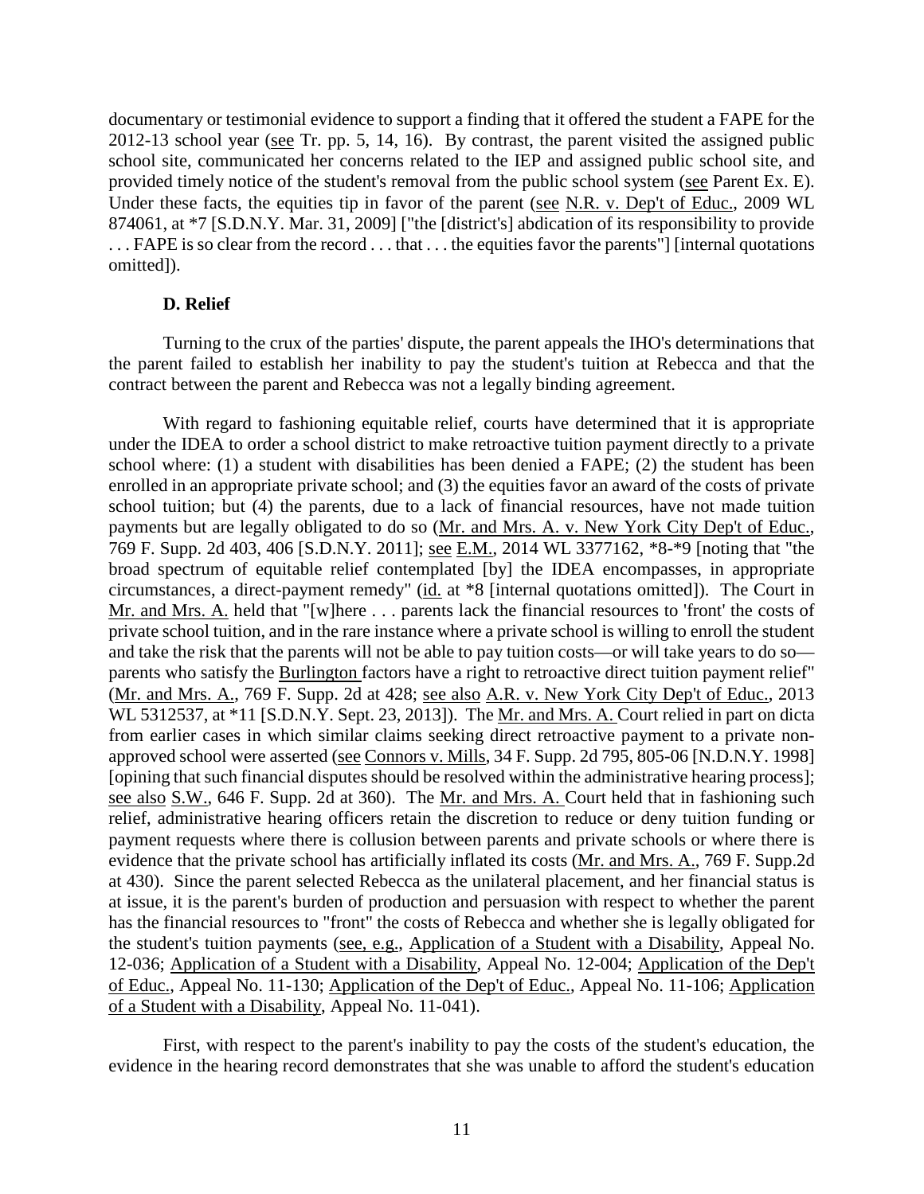documentary or testimonial evidence to support a finding that it offered the student a FAPE for the 2012-13 school year (see Tr. pp. 5, 14, 16). By contrast, the parent visited the assigned public school site, communicated her concerns related to the IEP and assigned public school site, and provided timely notice of the student's removal from the public school system (see Parent Ex. E). Under these facts, the equities tip in favor of the parent (see N.R. v. Dep't of Educ., 2009 WL 874061, at *7 [S.D.N.Y. Mar. 31, 2009] ["the [district's] abdication of its responsibility to provide . . . FAPE is so clear from the record . . . that . . . the equities favor the parents"] [internal quotations omitted]).

### D. Relief

Turning to the crux of the parties' dispute, the parent appeals the IHO's determinations that the parent failed to establish her inability to pay the student's tuition at Rebecca and that the contract between the parent and Rebecca was not a legally binding agreement.

With regard to fashioning equitable relief, courts have determined that it is appropriate under the IDEA to order a school district to make retroactive tuition payment directly to a private school where: (1) a student with disabilities has been denied a FAPE; (2) the student has been enrolled in an appropriate private school; and (3) the equities favor an award of the costs of private school tuition; but (4) the parents, due to a lack of financial resources, have not made tuition payments but are legally obligated to do so (Mr. and Mrs. A. v. New York City Dep't of Educ., 769 F. Supp. 2d 403, 406 [S.D.N.Y. 2011]; see E.M., 2014 WL 3377162, *8-*9 [noting that "the broad spectrum of equitable relief contemplated [by] the IDEA encompasses, in appropriate circumstances, a direct-payment remedy" (id. at *8 [internal quotations omitted]). The Court in Mr. and Mrs. A. held that "[w]here . . . parents lack the financial resources to 'front' the costs of private school tuition, and in the rare instance where a private school is willing to enroll the student and take the risk that the parents will not be able to pay tuition costs—or will take years to do so—parents who satisfy the Burlington factors have a right to retroactive direct tuition payment relief" (Mr. and Mrs. A., 769 F. Supp. 2d at 428; see also A.R. v. New York City Dep't of Educ., 2013 WL 5312537, at *11 [S.D.N.Y. Sept. 23, 2013]). The Mr. and Mrs. A. Court relied in part on dicta from earlier cases in which similar claims seeking direct retroactive payment to a private non-approved school were asserted (see Connors v. Mills, 34 F. Supp. 2d 795, 805-06 [N.D.N.Y. 1998] [opining that such financial disputes should be resolved within the administrative hearing process]; see also S.W., 646 F. Supp. 2d at 360). The Mr. and Mrs. A. Court held that in fashioning such relief, administrative hearing officers retain the discretion to reduce or deny tuition funding or payment requests where there is collusion between parents and private schools or where there is evidence that the private school has artificially inflated its costs (Mr. and Mrs. A., 769 F. Supp.2d at 430). Since the parent selected Rebecca as the unilateral placement, and her financial status is at issue, it is the parent's burden of production and persuasion with respect to whether the parent has the financial resources to "front" the costs of Rebecca and whether she is legally obligated for the student's tuition payments (see, e.g., Application of a Student with a Disability, Appeal No. 12-036; Application of a Student with a Disability, Appeal No. 12-004; Application of the Dep't of Educ., Appeal No. 11-130; Application of the Dep't of Educ., Appeal No. 11-106; Application of a Student with a Disability, Appeal No. 11-041).

First, with respect to the parent's inability to pay the costs of the student's education, the evidence in the hearing record demonstrates that she was unable to afford the student's education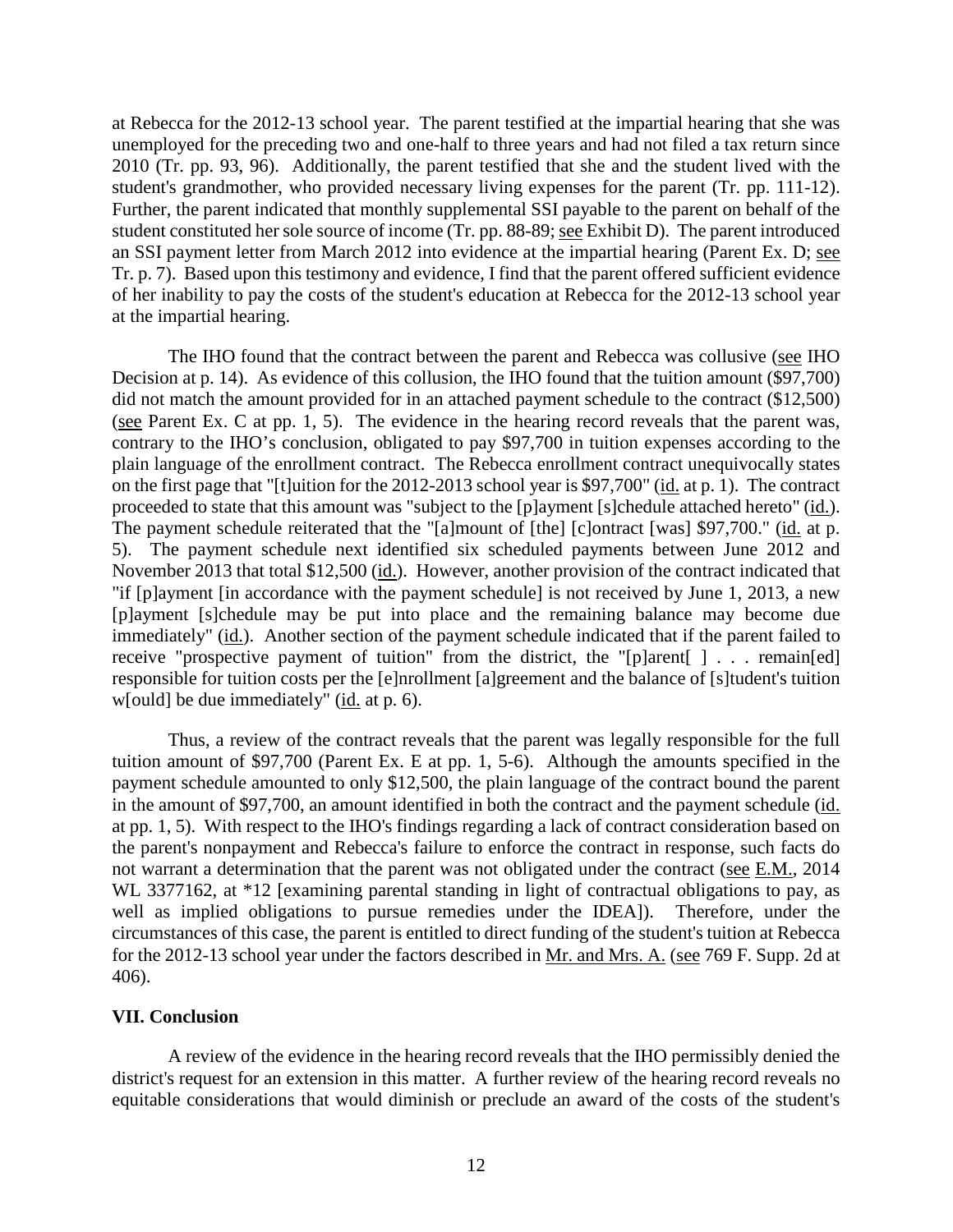at Rebecca for the 2012-13 school year. The parent testified at the impartial hearing that she was unemployed for the preceding two and one-half to three years and had not filed a tax return since 2010 (Tr. pp. 93, 96). Additionally, the parent testified that she and the student lived with the student's grandmother, who provided necessary living expenses for the parent (Tr. pp. 111-12). Further, the parent indicated that monthly supplemental SSI payable to the parent on behalf of the student constituted her sole source of income (Tr. pp. 88-89; see Exhibit D). The parent introduced an SSI payment letter from March 2012 into evidence at the impartial hearing (Parent Ex. D; see Tr. p. 7). Based upon this testimony and evidence, I find that the parent offered sufficient evidence of her inability to pay the costs of the student's education at Rebecca for the 2012-13 school year at the impartial hearing.

The IHO found that the contract between the parent and Rebecca was collusive (see IHO Decision at p. 14). As evidence of this collusion, the IHO found that the tuition amount ($97,700) did not match the amount provided for in an attached payment schedule to the contract ($12,500) (see Parent Ex. C at pp. 1, 5). The evidence in the hearing record reveals that the parent was, contrary to the IHO's conclusion, obligated to pay $97,700 in tuition expenses according to the plain language of the enrollment contract. The Rebecca enrollment contract unequivocally states on the first page that "[t]uition for the 2012-2013 school year is $97,700" (id. at p. 1). The contract proceeded to state that this amount was "subject to the [p]ayment [s]chedule attached hereto" (id.). The payment schedule reiterated that the "[a]mount of [the] [c]ontract [was] $97,700." (id. at p. 5). The payment schedule next identified six scheduled payments between June 2012 and November 2013 that total $12,500 (id.). However, another provision of the contract indicated that "if [p]ayment [in accordance with the payment schedule] is not received by June 1, 2013, a new [p]ayment [s]chedule may be put into place and the remaining balance may become due immediately" (id.). Another section of the payment schedule indicated that if the parent failed to receive "prospective payment of tuition" from the district, the "[p]arent[ ] . . . remain[ed] responsible for tuition costs per the [e]nrollment [a]greement and the balance of [s]tudent's tuition w[ould] be due immediately" (id. at p. 6).

Thus, a review of the contract reveals that the parent was legally responsible for the full tuition amount of $97,700 (Parent Ex. E at pp. 1, 5-6). Although the amounts specified in the payment schedule amounted to only $12,500, the plain language of the contract bound the parent in the amount of $97,700, an amount identified in both the contract and the payment schedule (id. at pp. 1, 5). With respect to the IHO's findings regarding a lack of contract consideration based on the parent's nonpayment and Rebecca's failure to enforce the contract in response, such facts do not warrant a determination that the parent was not obligated under the contract (see E.M., 2014 WL 3377162, at *12 [examining parental standing in light of contractual obligations to pay, as well as implied obligations to pursue remedies under the IDEA]). Therefore, under the circumstances of this case, the parent is entitled to direct funding of the student's tuition at Rebecca for the 2012-13 school year under the factors described in Mr. and Mrs. A. (see 769 F. Supp. 2d at 406).

## VII. Conclusion

A review of the evidence in the hearing record reveals that the IHO permissibly denied the district's request for an extension in this matter. A further review of the hearing record reveals no equitable considerations that would diminish or preclude an award of the costs of the student's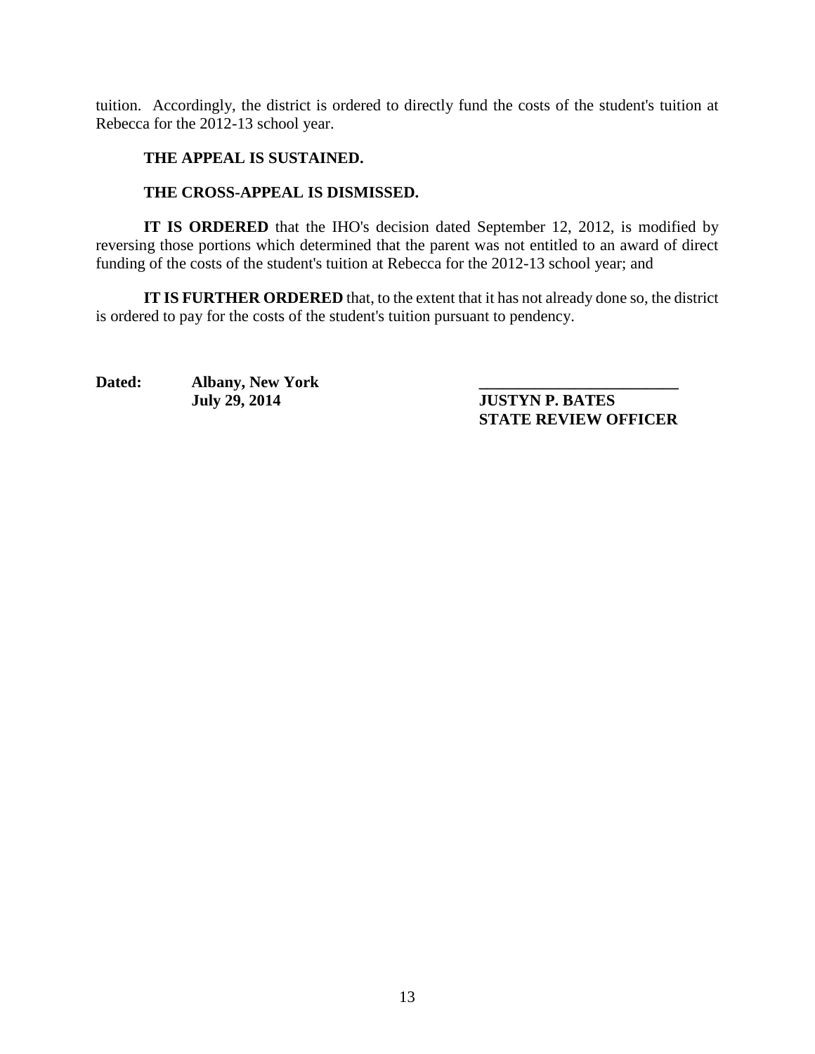tuition. Accordingly, the district is ordered to directly fund the costs of the student's tuition at Rebecca for the 2012-13 school year.

**THE APPEAL IS SUSTAINED.**

**THE CROSS-APPEAL IS DISMISSED.**

**IT IS ORDERED** that the IHO's decision dated September 12, 2012, is modified by reversing those portions which determined that the parent was not entitled to an award of direct funding of the costs of the student's tuition at Rebecca for the 2012-13 school year; and

**IT IS FURTHER ORDERED** that, to the extent that it has not already done so, the district is ordered to pay for the costs of the student's tuition pursuant to pendency.

**Dated:** **Albany, New York**
**July 29, 2014**

**\_\_\_\_\_\_\_\_\_\_\_\_\_\_\_\_\_\_\_\_\_\_\_\_\_\_**
**JUSTYN P. BATES**
**STATE REVIEW OFFICER**